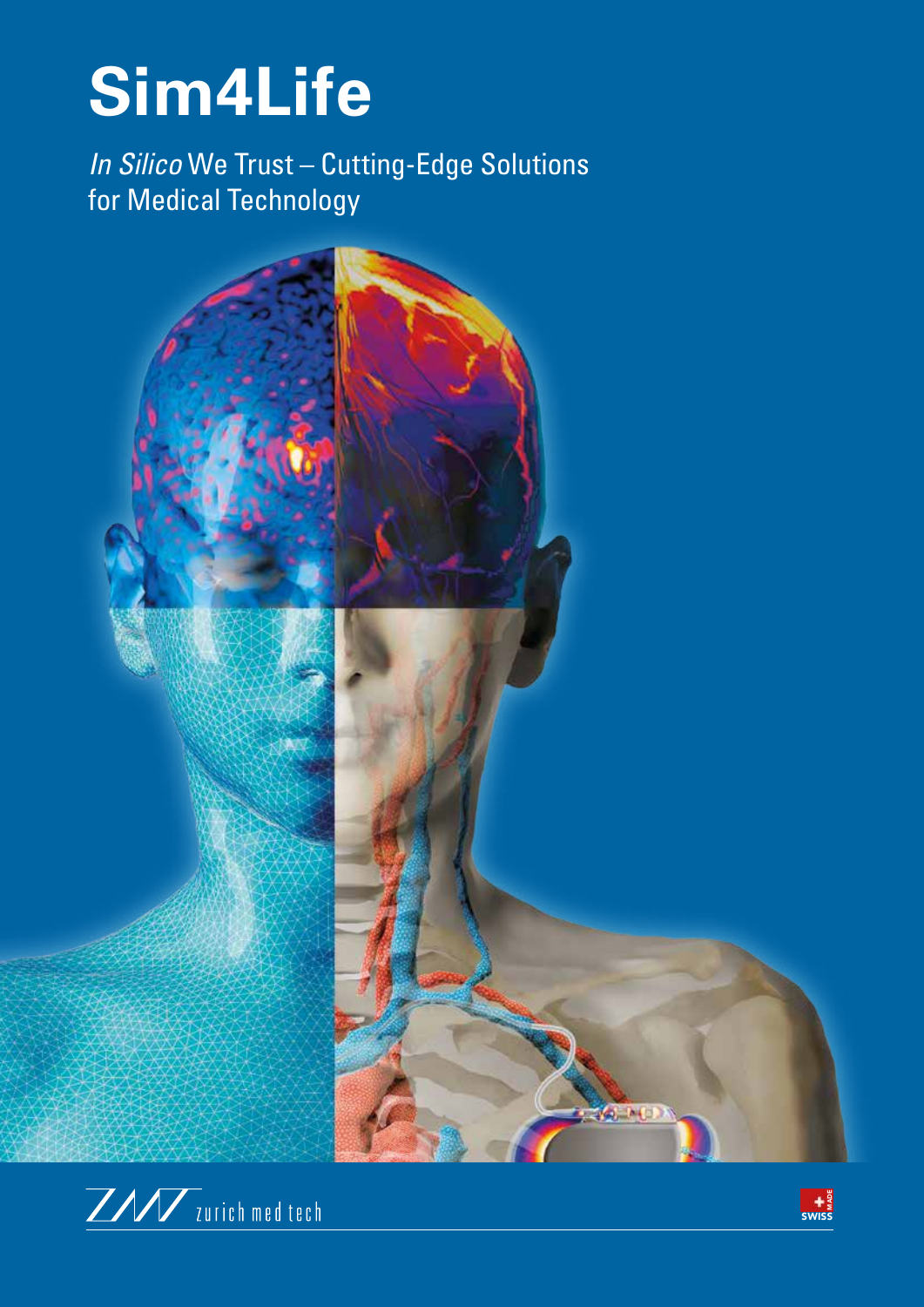# Sim4Life

*In Silico* We Trust – Cutting-Edge Solutions for Medical Technology

zurich med tech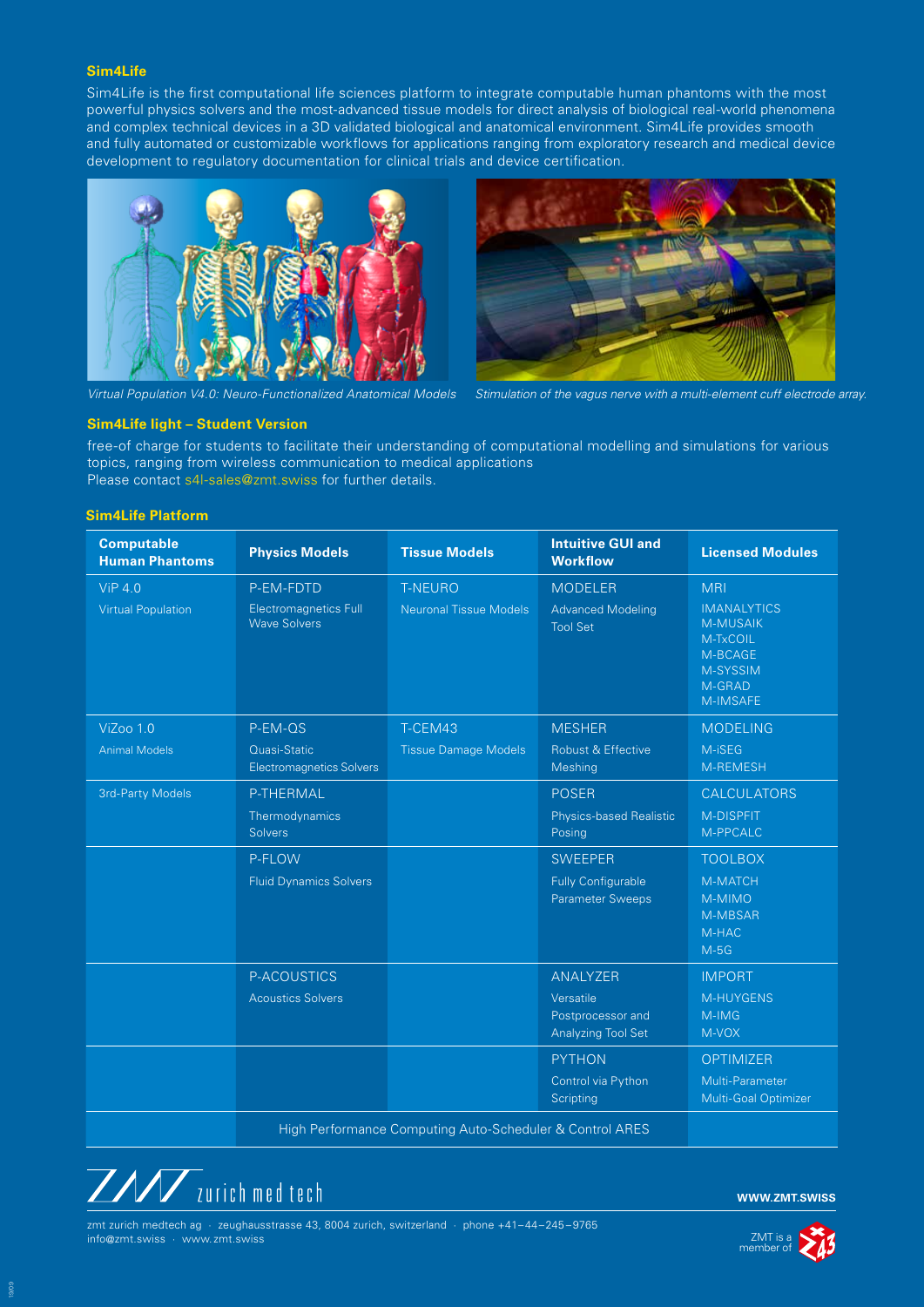## Sim4Life

Sim4Life is the first computational life sciences platform to integrate computable human phantoms with the most powerful physics solvers and the most-advanced tissue models for direct analysis of biological real-world phenomena and complex technical devices in a 3D validated biological and anatomical environment. Sim4Life provides smooth and fully automated or customizable workflows for applications ranging from exploratory research and medical device development to regulatory documentation for clinical trials and device certification.

*Virtual Population V4.0: Neuro-Functionalized Anatomical Models*

*Stimulation of the vagus nerve with a multi-element cuff electrode array.*

## Sim4Life light – Student Version

free-of charge for students to facilitate their understanding of computational modelling and simulations for various topics, ranging from wireless communication to medical applications
Please contact s4l-sales@zmt.swiss for further details.

## Sim4Life Platform

| Computable Human Phantoms | Physics Models | Tissue Models | Intuitive GUI and Workflow | Licensed Modules |
|---|---|---|---|---|
| ViP 4.0<br>Virtual Population | P-EM-FDTD<br>Electromagnetics Full Wave Solvers | T-NEURO<br>Neuronal Tissue Models | MODELER<br>Advanced Modeling Tool Set | MRI<br>IMANALYTICS<br>M-MUSAIK<br>M-TxCOIL<br>M-BCAGE<br>M-SYSSIM<br>M-GRAD<br>M-IMSAFE |
| ViZoo 1.0<br>Animal Models | P-EM-QS<br>Quasi-Static Electromagnetics Solvers | T-CEM43<br>Tissue Damage Models | MESHER<br>Robust & Effective Meshing | MODELING<br>M-iSEG<br>M-REMESH |
| 3rd-Party Models | P-THERMAL<br>Thermodynamics Solvers | | POSER<br>Physics-based Realistic Posing | CALCULATORS<br>M-DISPFIT<br>M-PPCALC |
| | P-FLOW<br>Fluid Dynamics Solvers | | SWEEPER<br>Fully Configurable Parameter Sweeps | TOOLBOX<br>M-MATCH<br>M-MIMO<br>M-MBSAR<br>M-HAC<br>M-5G |
| | P-ACOUSTICS<br>Acoustics Solvers | | ANALYZER<br>Versatile Postprocessor and Analyzing Tool Set | IMPORT<br>M-HUYGENS<br>M-IMG<br>M-VOX |
| | | | PYTHON<br>Control via Python Scripting | OPTIMIZER<br>Multi-Parameter Multi-Goal Optimizer |
| | High Performance Computing Auto-Scheduler & Control ARES | | | |

zurich med tech

WWW.ZMT.SWISS

zmt zurich medtech ag · zeughausstrasse 43, 8004 zurich, switzerland · phone +41–44–245–9765
info@zmt.swiss · www.zmt.swiss

ZMT is a member of Z43